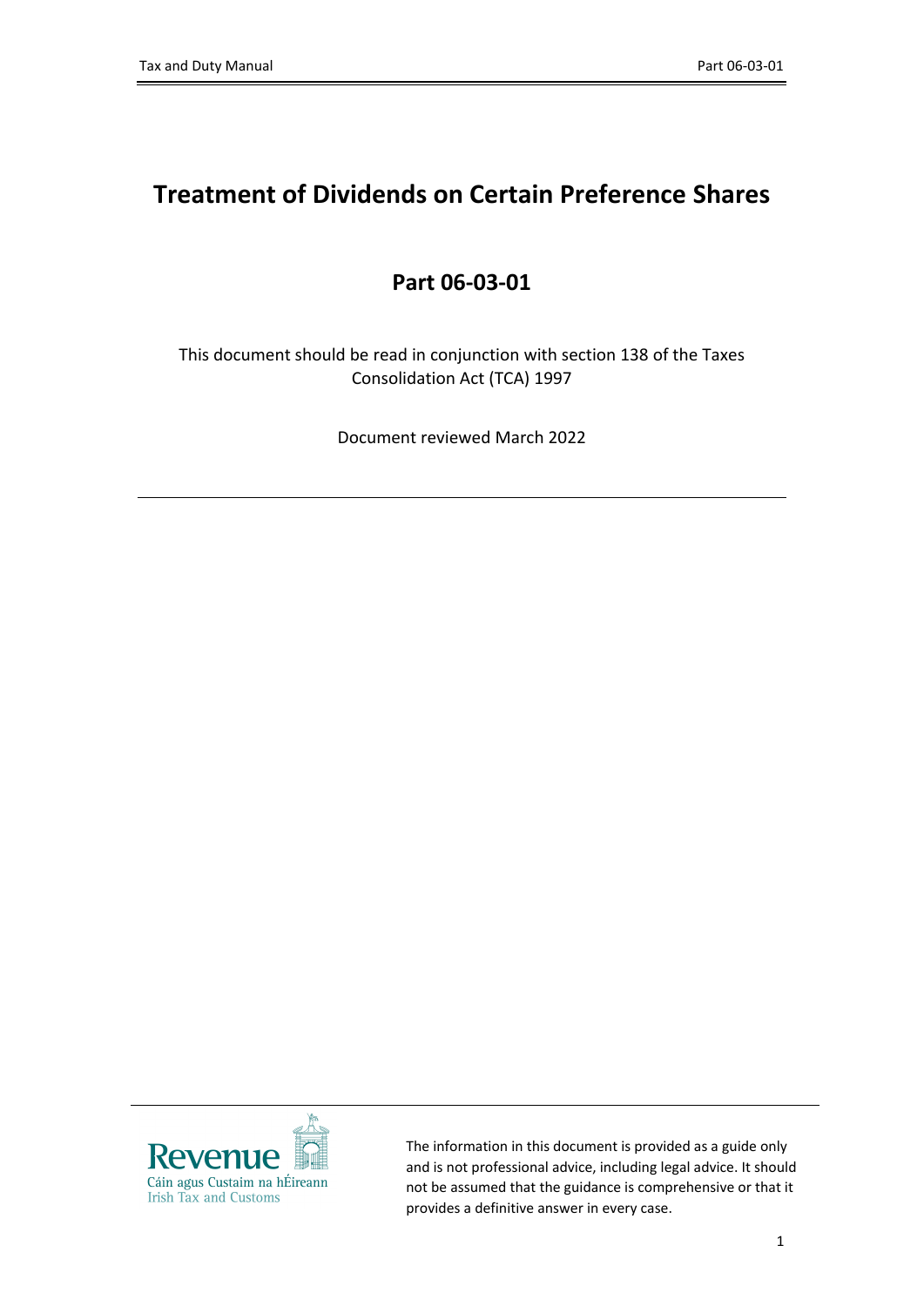# Treatment of Dividends on Certain Preference Shares

## Part 06-03-01

This document should be read in conjunction with section 138 of the Taxes Consolidation Act (TCA) 1997

Document reviewed March 2022

---

Revenue
Cáin agus Custaim na hÉireann
Irish Tax and Customs

The information in this document is provided as a guide only and is not professional advice, including legal advice. It should not be assumed that the guidance is comprehensive or that it provides a definitive answer in every case.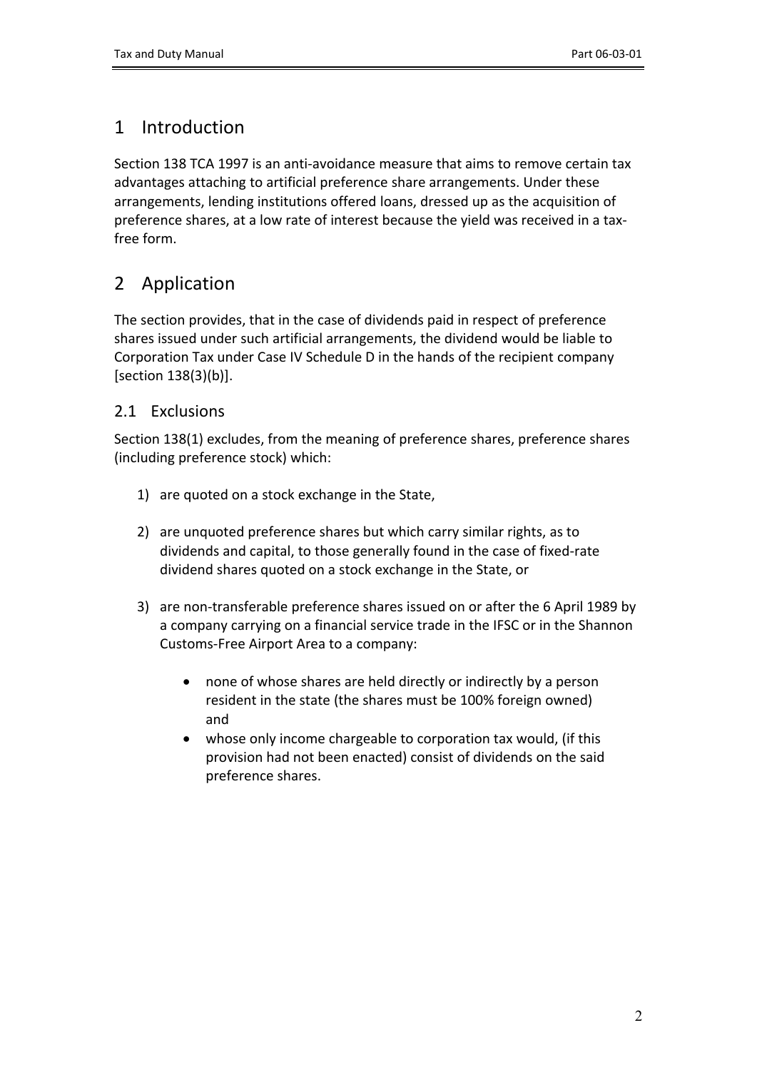# 1 Introduction

Section 138 TCA 1997 is an anti-avoidance measure that aims to remove certain tax advantages attaching to artificial preference share arrangements. Under these arrangements, lending institutions offered loans, dressed up as the acquisition of preference shares, at a low rate of interest because the yield was received in a tax-free form.

# 2 Application

The section provides, that in the case of dividends paid in respect of preference shares issued under such artificial arrangements, the dividend would be liable to Corporation Tax under Case IV Schedule D in the hands of the recipient company [section 138(3)(b)].

## 2.1 Exclusions

Section 138(1) excludes, from the meaning of preference shares, preference shares (including preference stock) which:

1) are quoted on a stock exchange in the State,

2) are unquoted preference shares but which carry similar rights, as to dividends and capital, to those generally found in the case of fixed-rate dividend shares quoted on a stock exchange in the State, or

3) are non-transferable preference shares issued on or after the 6 April 1989 by a company carrying on a financial service trade in the IFSC or in the Shannon Customs-Free Airport Area to a company:

    - none of whose shares are held directly or indirectly by a person resident in the state (the shares must be 100% foreign owned) and
    - whose only income chargeable to corporation tax would, (if this provision had not been enacted) consist of dividends on the said preference shares.